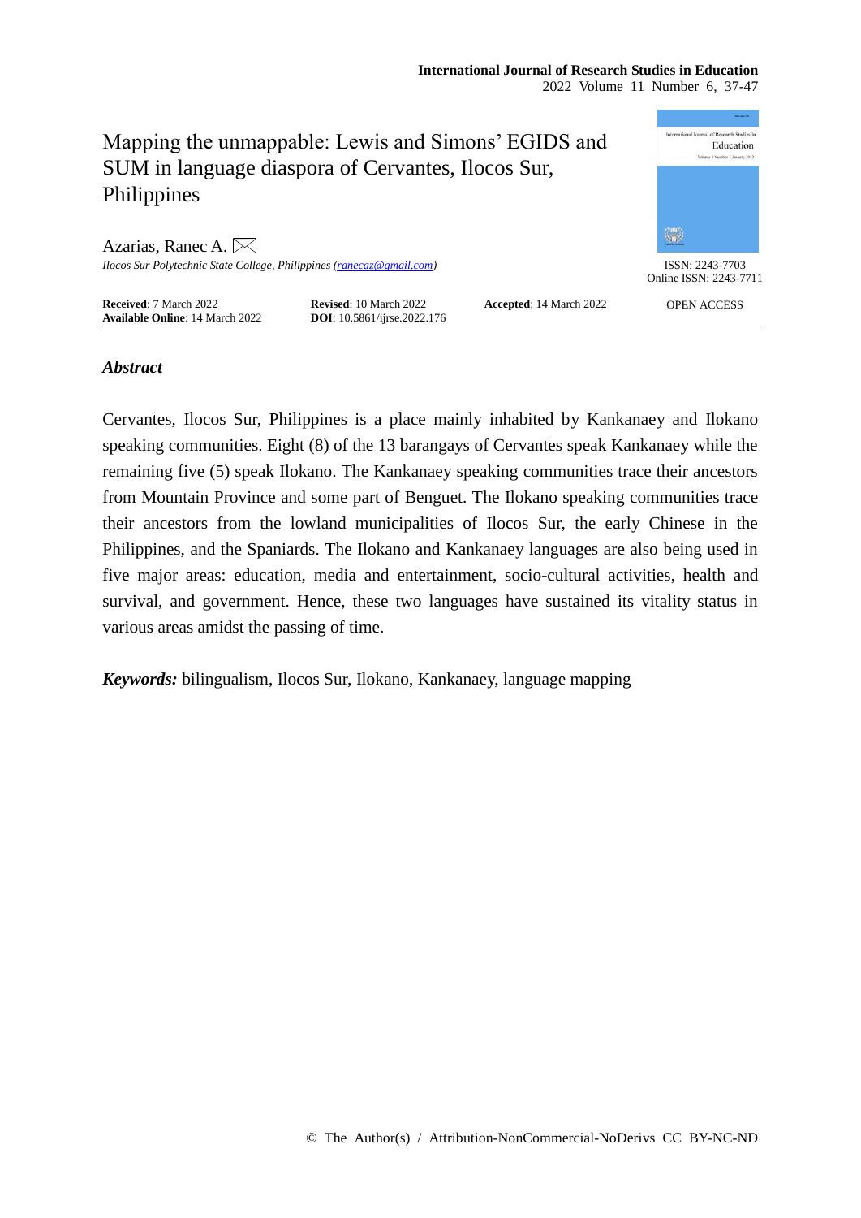# Mapping the unmappable: Lewis and Simons' EGIDS and SUM in language diaspora of Cervantes, Ilocos Sur, Philippines

Azarias, Ranec A.

*Ilocos Sur Polytechnic State College, Philippines (ranecaz@gmail.com)*

ISSN: 2243-7703
Online ISSN: 2243-7711

**Received**: 7 March 2022 **Revised**: 10 March 2022 **Accepted**: 14 March 2022
**Available Online**: 14 March 2022 **DOI**: 10.5861/ijrse.2022.176

OPEN ACCESS

## *Abstract*

Cervantes, Ilocos Sur, Philippines is a place mainly inhabited by Kankanaey and Ilokano speaking communities. Eight (8) of the 13 barangays of Cervantes speak Kankanaey while the remaining five (5) speak Ilokano. The Kankanaey speaking communities trace their ancestors from Mountain Province and some part of Benguet. The Ilokano speaking communities trace their ancestors from the lowland municipalities of Ilocos Sur, the early Chinese in the Philippines, and the Spaniards. The Ilokano and Kankanaey languages are also being used in five major areas: education, media and entertainment, socio-cultural activities, health and survival, and government. Hence, these two languages have sustained its vitality status in various areas amidst the passing of time.

***Keywords:*** bilingualism, Ilocos Sur, Ilokano, Kankanaey, language mapping

© The Author(s) / Attribution-NonCommercial-NoDerivs CC BY-NC-ND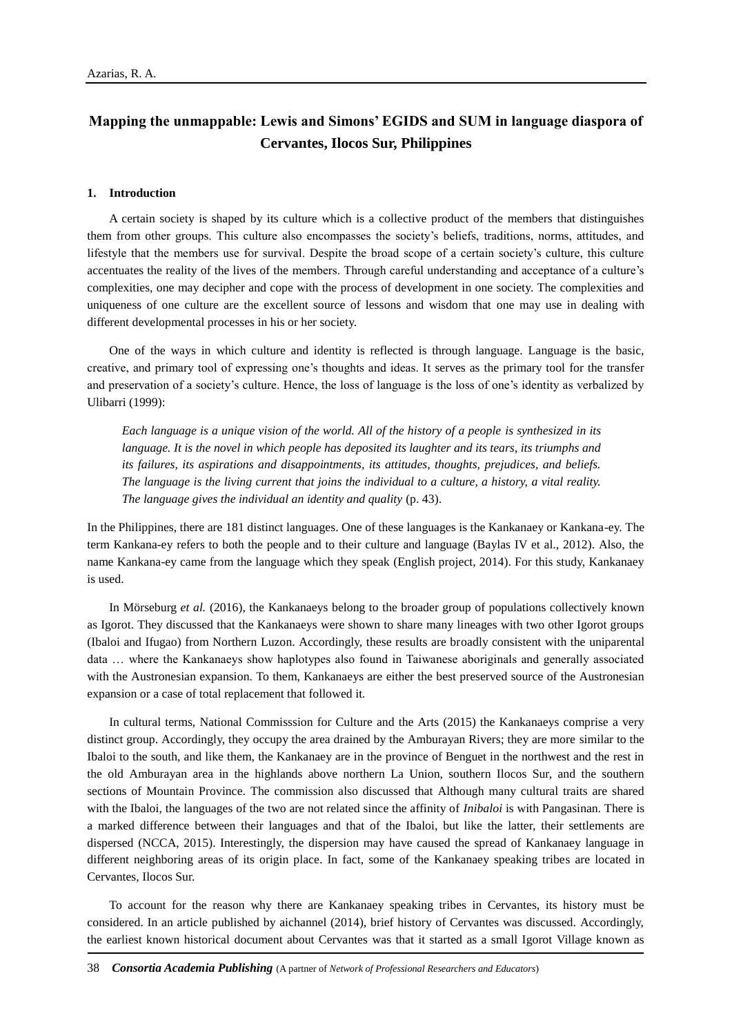# Mapping the unmappable: Lewis and Simons' EGIDS and SUM in language diaspora of Cervantes, Ilocos Sur, Philippines

## 1. Introduction

A certain society is shaped by its culture which is a collective product of the members that distinguishes them from other groups. This culture also encompasses the society's beliefs, traditions, norms, attitudes, and lifestyle that the members use for survival. Despite the broad scope of a certain society's culture, this culture accentuates the reality of the lives of the members. Through careful understanding and acceptance of a culture's complexities, one may decipher and cope with the process of development in one society. The complexities and uniqueness of one culture are the excellent source of lessons and wisdom that one may use in dealing with different developmental processes in his or her society.

One of the ways in which culture and identity is reflected is through language. Language is the basic, creative, and primary tool of expressing one's thoughts and ideas. It serves as the primary tool for the transfer and preservation of a society's culture. Hence, the loss of language is the loss of one's identity as verbalized by Ulibarri (1999):

> *Each language is a unique vision of the world. All of the history of a people is synthesized in its language. It is the novel in which people has deposited its laughter and its tears, its triumphs and its failures, its aspirations and disappointments, its attitudes, thoughts, prejudices, and beliefs. The language is the living current that joins the individual to a culture, a history, a vital reality. The language gives the individual an identity and quality* (p. 43).

In the Philippines, there are 181 distinct languages. One of these languages is the Kankanaey or Kankana-ey. The term Kankana-ey refers to both the people and to their culture and language (Baylas IV et al., 2012). Also, the name Kankana-ey came from the language which they speak (English project, 2014). For this study, Kankanaey is used.

In Mörseburg *et al.* (2016), the Kankanaeys belong to the broader group of populations collectively known as Igorot. They discussed that the Kankanaeys were shown to share many lineages with two other Igorot groups (Ibaloi and Ifugao) from Northern Luzon. Accordingly, these results are broadly consistent with the uniparental data … where the Kankanaeys show haplotypes also found in Taiwanese aboriginals and generally associated with the Austronesian expansion. To them, Kankanaeys are either the best preserved source of the Austronesian expansion or a case of total replacement that followed it.

In cultural terms, National Commisssion for Culture and the Arts (2015) the Kankanaeys comprise a very distinct group. Accordingly, they occupy the area drained by the Amburayan Rivers; they are more similar to the Ibaloi to the south, and like them, the Kankanaey are in the province of Benguet in the northwest and the rest in the old Amburayan area in the highlands above northern La Union, southern Ilocos Sur, and the southern sections of Mountain Province. The commission also discussed that Although many cultural traits are shared with the Ibaloi, the languages of the two are not related since the affinity of *Inibaloi* is with Pangasinan. There is a marked difference between their languages and that of the Ibaloi, but like the latter, their settlements are dispersed (NCCA, 2015). Interestingly, the dispersion may have caused the spread of Kankanaey language in different neighboring areas of its origin place. In fact, some of the Kankanaey speaking tribes are located in Cervantes, Ilocos Sur.

To account for the reason why there are Kankanaey speaking tribes in Cervantes, its history must be considered. In an article published by aichannel (2014), brief history of Cervantes was discussed. Accordingly, the earliest known historical document about Cervantes was that it started as a small Igorot Village known as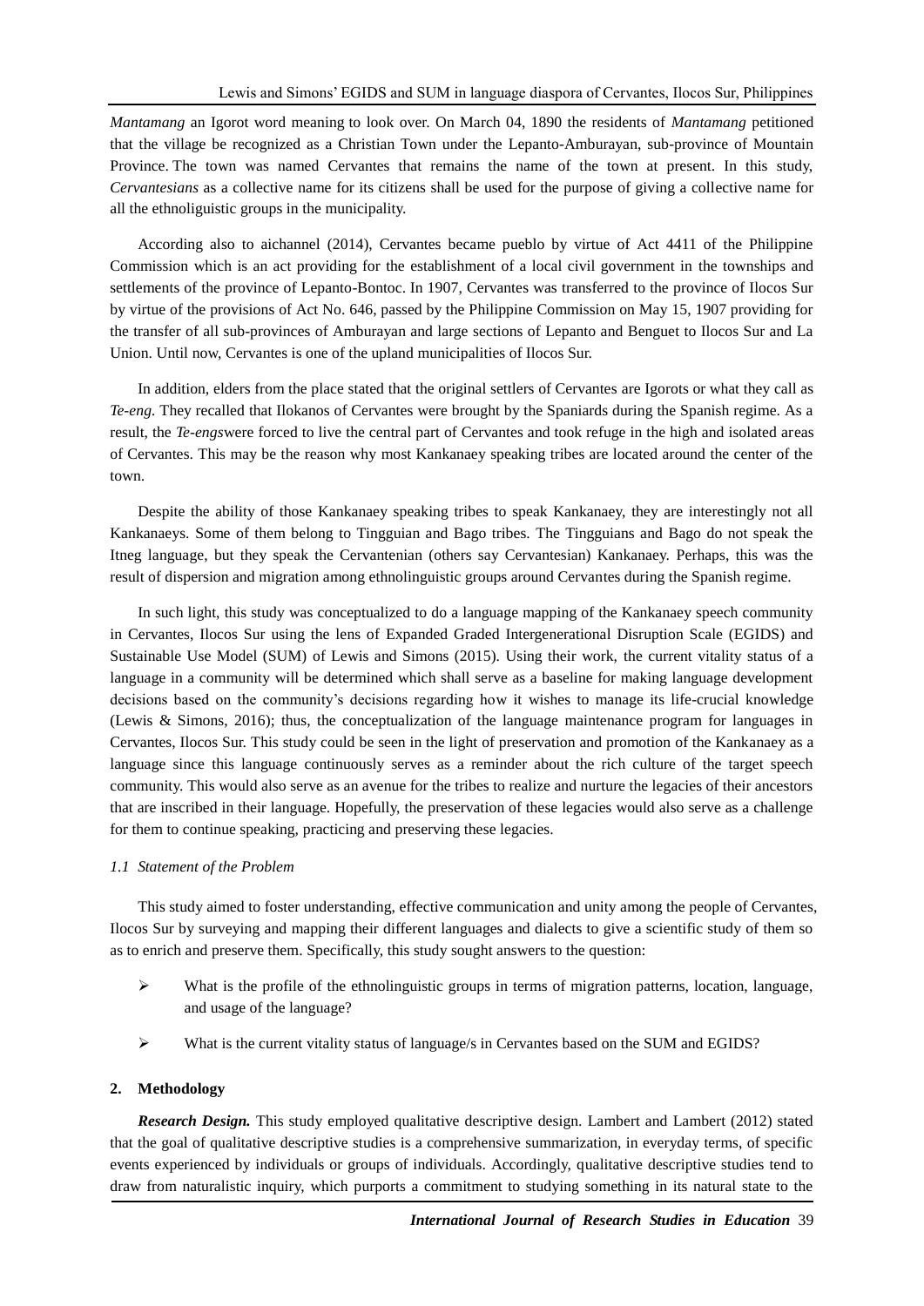*Mantamang* an Igorot word meaning to look over. On March 04, 1890 the residents of *Mantamang* petitioned that the village be recognized as a Christian Town under the Lepanto-Amburayan, sub-province of Mountain Province. The town was named Cervantes that remains the name of the town at present. In this study, *Cervantesians* as a collective name for its citizens shall be used for the purpose of giving a collective name for all the ethnoliguistic groups in the municipality.

According also to aichannel (2014), Cervantes became pueblo by virtue of Act 4411 of the Philippine Commission which is an act providing for the establishment of a local civil government in the townships and settlements of the province of Lepanto-Bontoc. In 1907, Cervantes was transferred to the province of Ilocos Sur by virtue of the provisions of Act No. 646, passed by the Philippine Commission on May 15, 1907 providing for the transfer of all sub-provinces of Amburayan and large sections of Lepanto and Benguet to Ilocos Sur and La Union. Until now, Cervantes is one of the upland municipalities of Ilocos Sur.

In addition, elders from the place stated that the original settlers of Cervantes are Igorots or what they call as *Te-eng.* They recalled that Ilokanos of Cervantes were brought by the Spaniards during the Spanish regime. As a result, the *Te-engs*were forced to live the central part of Cervantes and took refuge in the high and isolated areas of Cervantes. This may be the reason why most Kankanaey speaking tribes are located around the center of the town.

Despite the ability of those Kankanaey speaking tribes to speak Kankanaey, they are interestingly not all Kankanaeys. Some of them belong to Tingguian and Bago tribes. The Tingguians and Bago do not speak the Itneg language, but they speak the Cervantenian (others say Cervantesian) Kankanaey. Perhaps, this was the result of dispersion and migration among ethnolinguistic groups around Cervantes during the Spanish regime.

In such light, this study was conceptualized to do a language mapping of the Kankanaey speech community in Cervantes, Ilocos Sur using the lens of Expanded Graded Intergenerational Disruption Scale (EGIDS) and Sustainable Use Model (SUM) of Lewis and Simons (2015). Using their work, the current vitality status of a language in a community will be determined which shall serve as a baseline for making language development decisions based on the community's decisions regarding how it wishes to manage its life-crucial knowledge (Lewis & Simons, 2016); thus, the conceptualization of the language maintenance program for languages in Cervantes, Ilocos Sur. This study could be seen in the light of preservation and promotion of the Kankanaey as a language since this language continuously serves as a reminder about the rich culture of the target speech community. This would also serve as an avenue for the tribes to realize and nurture the legacies of their ancestors that are inscribed in their language. Hopefully, the preservation of these legacies would also serve as a challenge for them to continue speaking, practicing and preserving these legacies.

### *1.1 Statement of the Problem*

This study aimed to foster understanding, effective communication and unity among the people of Cervantes, Ilocos Sur by surveying and mapping their different languages and dialects to give a scientific study of them so as to enrich and preserve them. Specifically, this study sought answers to the question:

- What is the profile of the ethnolinguistic groups in terms of migration patterns, location, language, and usage of the language?
- What is the current vitality status of language/s in Cervantes based on the SUM and EGIDS?

## 2. Methodology

***Research Design.*** This study employed qualitative descriptive design. Lambert and Lambert (2012) stated that the goal of qualitative descriptive studies is a comprehensive summarization, in everyday terms, of specific events experienced by individuals or groups of individuals. Accordingly, qualitative descriptive studies tend to draw from naturalistic inquiry, which purports a commitment to studying something in its natural state to the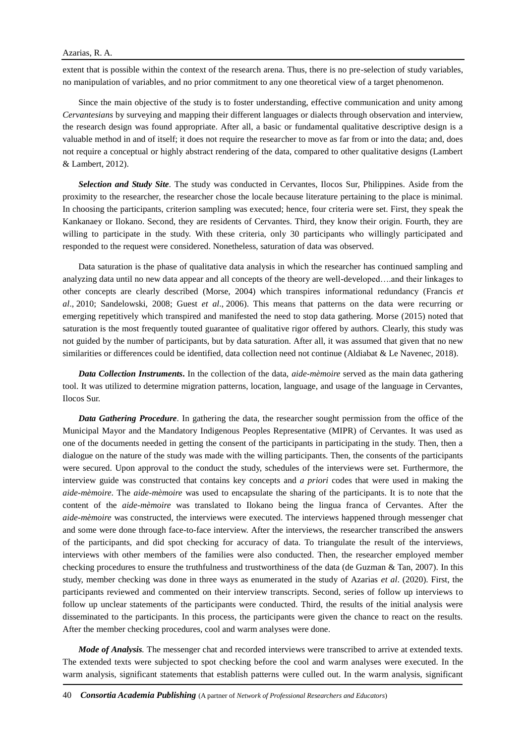extent that is possible within the context of the research arena. Thus, there is no pre-selection of study variables, no manipulation of variables, and no prior commitment to any one theoretical view of a target phenomenon.

Since the main objective of the study is to foster understanding, effective communication and unity among *Cervantesians* by surveying and mapping their different languages or dialects through observation and interview, the research design was found appropriate. After all, a basic or fundamental qualitative descriptive design is a valuable method in and of itself; it does not require the researcher to move as far from or into the data; and, does not require a conceptual or highly abstract rendering of the data, compared to other qualitative designs (Lambert & Lambert, 2012).

***Selection and Study Site***. The study was conducted in Cervantes, Ilocos Sur, Philippines. Aside from the proximity to the researcher, the researcher chose the locale because literature pertaining to the place is minimal. In choosing the participants, criterion sampling was executed; hence, four criteria were set. First, they speak the Kankanaey or Ilokano. Second, they are residents of Cervantes. Third, they know their origin. Fourth, they are willing to participate in the study. With these criteria, only 30 participants who willingly participated and responded to the request were considered. Nonetheless, saturation of data was observed.

Data saturation is the phase of qualitative data analysis in which the researcher has continued sampling and analyzing data until no new data appear and all concepts of the theory are well-developed….and their linkages to other concepts are clearly described (Morse, 2004) which transpires informational redundancy (Francis *et al*., 2010; Sandelowski, 2008; Guest *et al*., 2006). This means that patterns on the data were recurring or emerging repetitively which transpired and manifested the need to stop data gathering. Morse (2015) noted that saturation is the most frequently touted guarantee of qualitative rigor offered by authors. Clearly, this study was not guided by the number of participants, but by data saturation. After all, it was assumed that given that no new similarities or differences could be identified, data collection need not continue (Aldiabat & Le Navenec, 2018).

***Data Collection Instruments*.** In the collection of the data, *aide-mèmoire* served as the main data gathering tool. It was utilized to determine migration patterns, location, language, and usage of the language in Cervantes, Ilocos Sur.

***Data Gathering Procedure***. In gathering the data, the researcher sought permission from the office of the Municipal Mayor and the Mandatory Indigenous Peoples Representative (MIPR) of Cervantes. It was used as one of the documents needed in getting the consent of the participants in participating in the study. Then, then a dialogue on the nature of the study was made with the willing participants. Then, the consents of the participants were secured. Upon approval to the conduct the study, schedules of the interviews were set. Furthermore, the interview guide was constructed that contains key concepts and *a priori* codes that were used in making the *aide-mèmoire*. The *aide-mèmoire* was used to encapsulate the sharing of the participants. It is to note that the content of the *aide-mèmoire* was translated to Ilokano being the lingua franca of Cervantes. After the *aide-mèmoire* was constructed, the interviews were executed. The interviews happened through messenger chat and some were done through face-to-face interview. After the interviews, the researcher transcribed the answers of the participants, and did spot checking for accuracy of data. To triangulate the result of the interviews, interviews with other members of the families were also conducted. Then, the researcher employed member checking procedures to ensure the truthfulness and trustworthiness of the data (de Guzman & Tan, 2007). In this study, member checking was done in three ways as enumerated in the study of Azarias *et al*. (2020). First, the participants reviewed and commented on their interview transcripts. Second, series of follow up interviews to follow up unclear statements of the participants were conducted. Third, the results of the initial analysis were disseminated to the participants. In this process, the participants were given the chance to react on the results. After the member checking procedures, cool and warm analyses were done.

***Mode of Analysis.*** The messenger chat and recorded interviews were transcribed to arrive at extended texts. The extended texts were subjected to spot checking before the cool and warm analyses were executed. In the warm analysis, significant statements that establish patterns were culled out. In the warm analysis, significant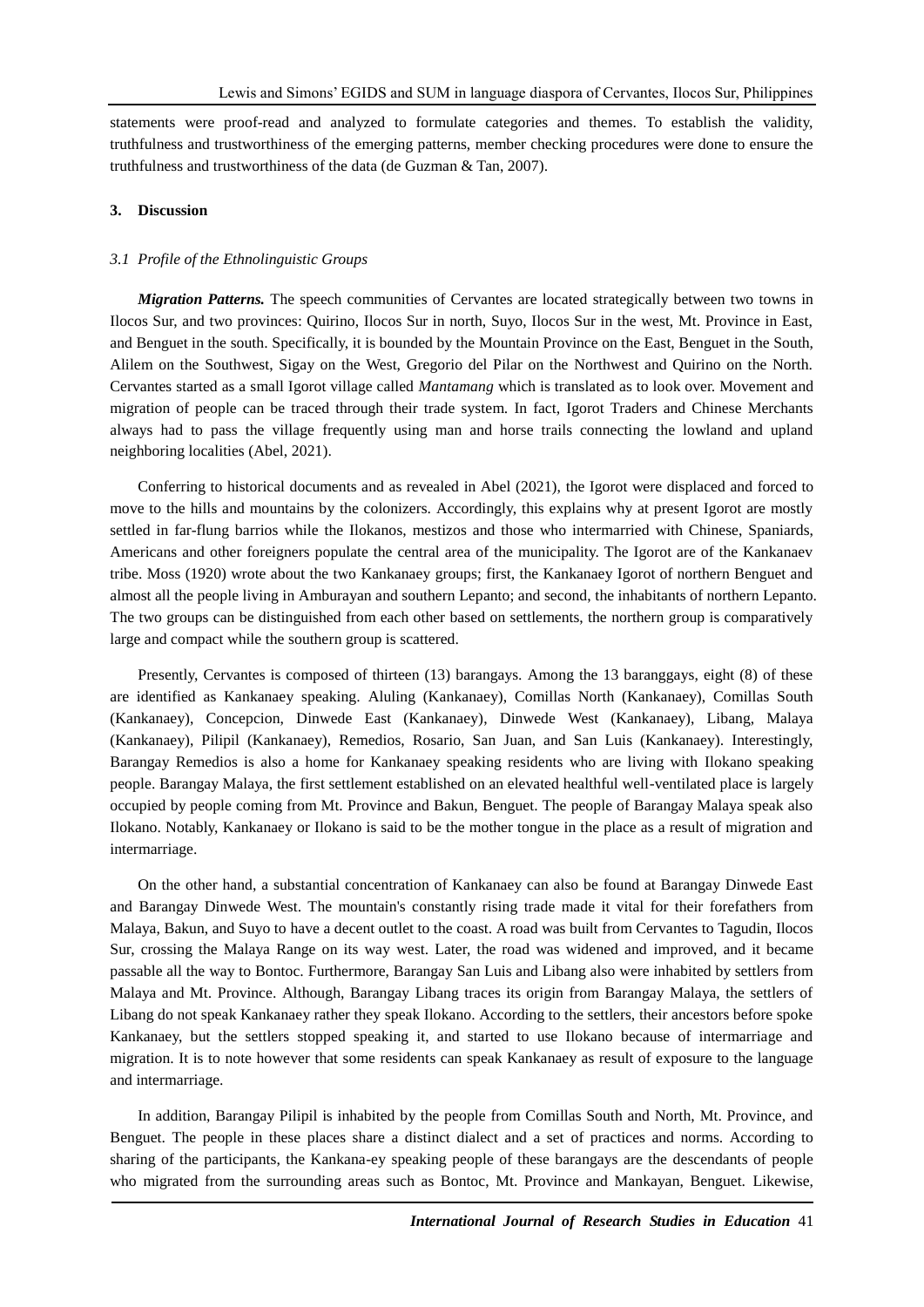statements were proof-read and analyzed to formulate categories and themes. To establish the validity, truthfulness and trustworthiness of the emerging patterns, member checking procedures were done to ensure the truthfulness and trustworthiness of the data (de Guzman & Tan, 2007).

## 3. Discussion

### *3.1 Profile of the Ethnolinguistic Groups*

***Migration Patterns.*** The speech communities of Cervantes are located strategically between two towns in Ilocos Sur, and two provinces: Quirino, Ilocos Sur in north, Suyo, Ilocos Sur in the west, Mt. Province in East, and Benguet in the south. Specifically, it is bounded by the Mountain Province on the East, Benguet in the South, Alilem on the Southwest, Sigay on the West, Gregorio del Pilar on the Northwest and Quirino on the North. Cervantes started as a small Igorot village called *Mantamang* which is translated as to look over. Movement and migration of people can be traced through their trade system. In fact, Igorot Traders and Chinese Merchants always had to pass the village frequently using man and horse trails connecting the lowland and upland neighboring localities (Abel, 2021).

Conferring to historical documents and as revealed in Abel (2021), the Igorot were displaced and forced to move to the hills and mountains by the colonizers. Accordingly, this explains why at present Igorot are mostly settled in far-flung barrios while the Ilokanos, mestizos and those who intermarried with Chinese, Spaniards, Americans and other foreigners populate the central area of the municipality. The Igorot are of the Kankanaev tribe. Moss (1920) wrote about the two Kankanaey groups; first, the Kankanaey Igorot of northern Benguet and almost all the people living in Amburayan and southern Lepanto; and second, the inhabitants of northern Lepanto. The two groups can be distinguished from each other based on settlements, the northern group is comparatively large and compact while the southern group is scattered.

Presently, Cervantes is composed of thirteen (13) barangays. Among the 13 baranggays, eight (8) of these are identified as Kankanaey speaking. Aluling (Kankanaey), Comillas North (Kankanaey), Comillas South (Kankanaey), Concepcion, Dinwede East (Kankanaey), Dinwede West (Kankanaey), Libang, Malaya (Kankanaey), Pilipil (Kankanaey), Remedios, Rosario, San Juan, and San Luis (Kankanaey). Interestingly, Barangay Remedios is also a home for Kankanaey speaking residents who are living with Ilokano speaking people. Barangay Malaya, the first settlement established on an elevated healthful well-ventilated place is largely occupied by people coming from Mt. Province and Bakun, Benguet. The people of Barangay Malaya speak also Ilokano. Notably, Kankanaey or Ilokano is said to be the mother tongue in the place as a result of migration and intermarriage.

On the other hand, a substantial concentration of Kankanaey can also be found at Barangay Dinwede East and Barangay Dinwede West. The mountain's constantly rising trade made it vital for their forefathers from Malaya, Bakun, and Suyo to have a decent outlet to the coast. A road was built from Cervantes to Tagudin, Ilocos Sur, crossing the Malaya Range on its way west. Later, the road was widened and improved, and it became passable all the way to Bontoc. Furthermore, Barangay San Luis and Libang also were inhabited by settlers from Malaya and Mt. Province. Although, Barangay Libang traces its origin from Barangay Malaya, the settlers of Libang do not speak Kankanaey rather they speak Ilokano. According to the settlers, their ancestors before spoke Kankanaey, but the settlers stopped speaking it, and started to use Ilokano because of intermarriage and migration. It is to note however that some residents can speak Kankanaey as result of exposure to the language and intermarriage.

In addition, Barangay Pilipil is inhabited by the people from Comillas South and North, Mt. Province, and Benguet. The people in these places share a distinct dialect and a set of practices and norms. According to sharing of the participants, the Kankana-ey speaking people of these barangays are the descendants of people who migrated from the surrounding areas such as Bontoc, Mt. Province and Mankayan, Benguet. Likewise,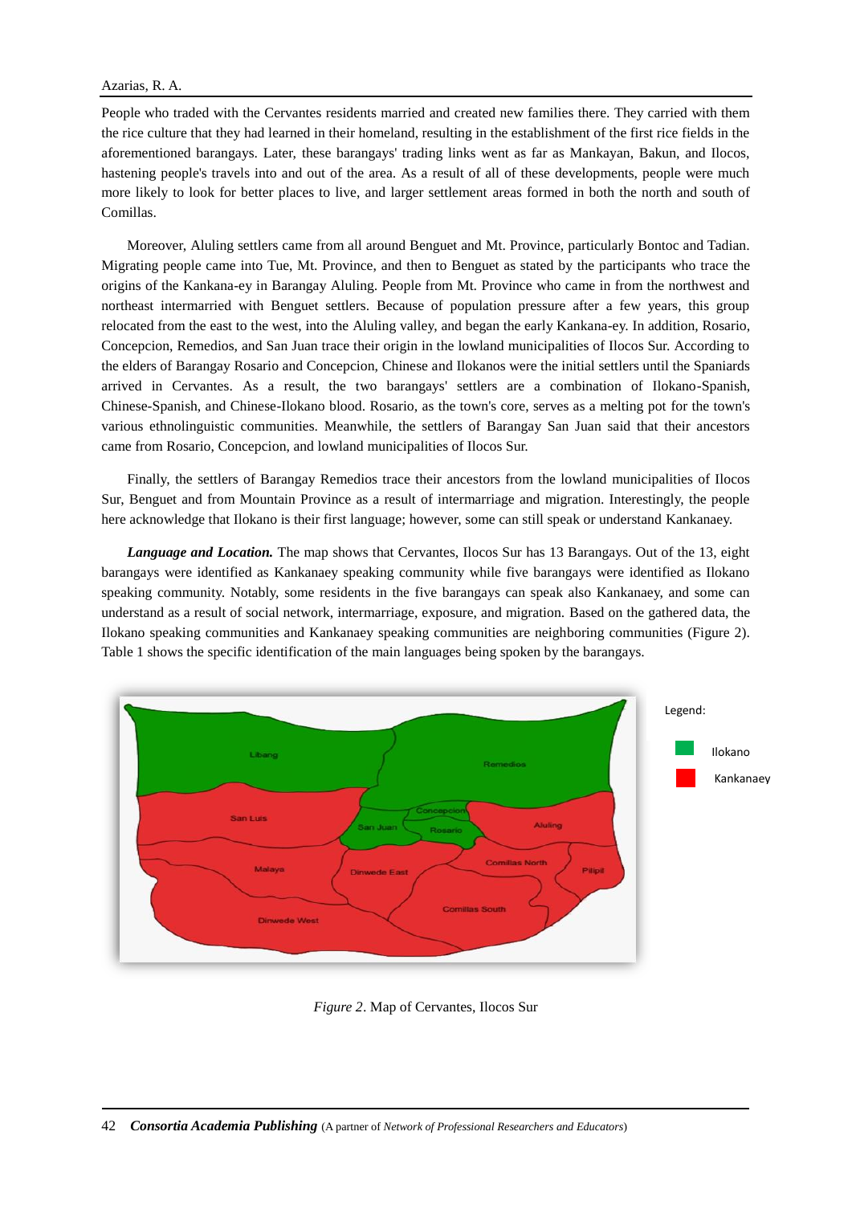People who traded with the Cervantes residents married and created new families there. They carried with them the rice culture that they had learned in their homeland, resulting in the establishment of the first rice fields in the aforementioned barangays. Later, these barangays' trading links went as far as Mankayan, Bakun, and Ilocos, hastening people's travels into and out of the area. As a result of all of these developments, people were much more likely to look for better places to live, and larger settlement areas formed in both the north and south of Comillas.

Moreover, Aluling settlers came from all around Benguet and Mt. Province, particularly Bontoc and Tadian. Migrating people came into Tue, Mt. Province, and then to Benguet as stated by the participants who trace the origins of the Kankana-ey in Barangay Aluling. People from Mt. Province who came in from the northwest and northeast intermarried with Benguet settlers. Because of population pressure after a few years, this group relocated from the east to the west, into the Aluling valley, and began the early Kankana-ey. In addition, Rosario, Concepcion, Remedios, and San Juan trace their origin in the lowland municipalities of Ilocos Sur. According to the elders of Barangay Rosario and Concepcion, Chinese and Ilokanos were the initial settlers until the Spaniards arrived in Cervantes. As a result, the two barangays' settlers are a combination of Ilokano-Spanish, Chinese-Spanish, and Chinese-Ilokano blood. Rosario, as the town's core, serves as a melting pot for the town's various ethnolinguistic communities. Meanwhile, the settlers of Barangay San Juan said that their ancestors came from Rosario, Concepcion, and lowland municipalities of Ilocos Sur.

Finally, the settlers of Barangay Remedios trace their ancestors from the lowland municipalities of Ilocos Sur, Benguet and from Mountain Province as a result of intermarriage and migration. Interestingly, the people here acknowledge that Ilokano is their first language; however, some can still speak or understand Kankanaey.

***Language and Location.*** The map shows that Cervantes, Ilocos Sur has 13 Barangays. Out of the 13, eight barangays were identified as Kankanaey speaking community while five barangays were identified as Ilokano speaking community. Notably, some residents in the five barangays can speak also Kankanaey, and some can understand as a result of social network, intermarriage, exposure, and migration. Based on the gathered data, the Ilokano speaking communities and Kankanaey speaking communities are neighboring communities (Figure 2). Table 1 shows the specific identification of the main languages being spoken by the barangays.

Libang
Remedios
San Luis
Concepcion
San Juan
Rosario
Aluling
Malaya
Dinwede East
Comillas North
Pilipil
Comillas South
Dinwede West

Legend:
Ilokano
Kankanaey

*Figure 2*. Map of Cervantes, Ilocos Sur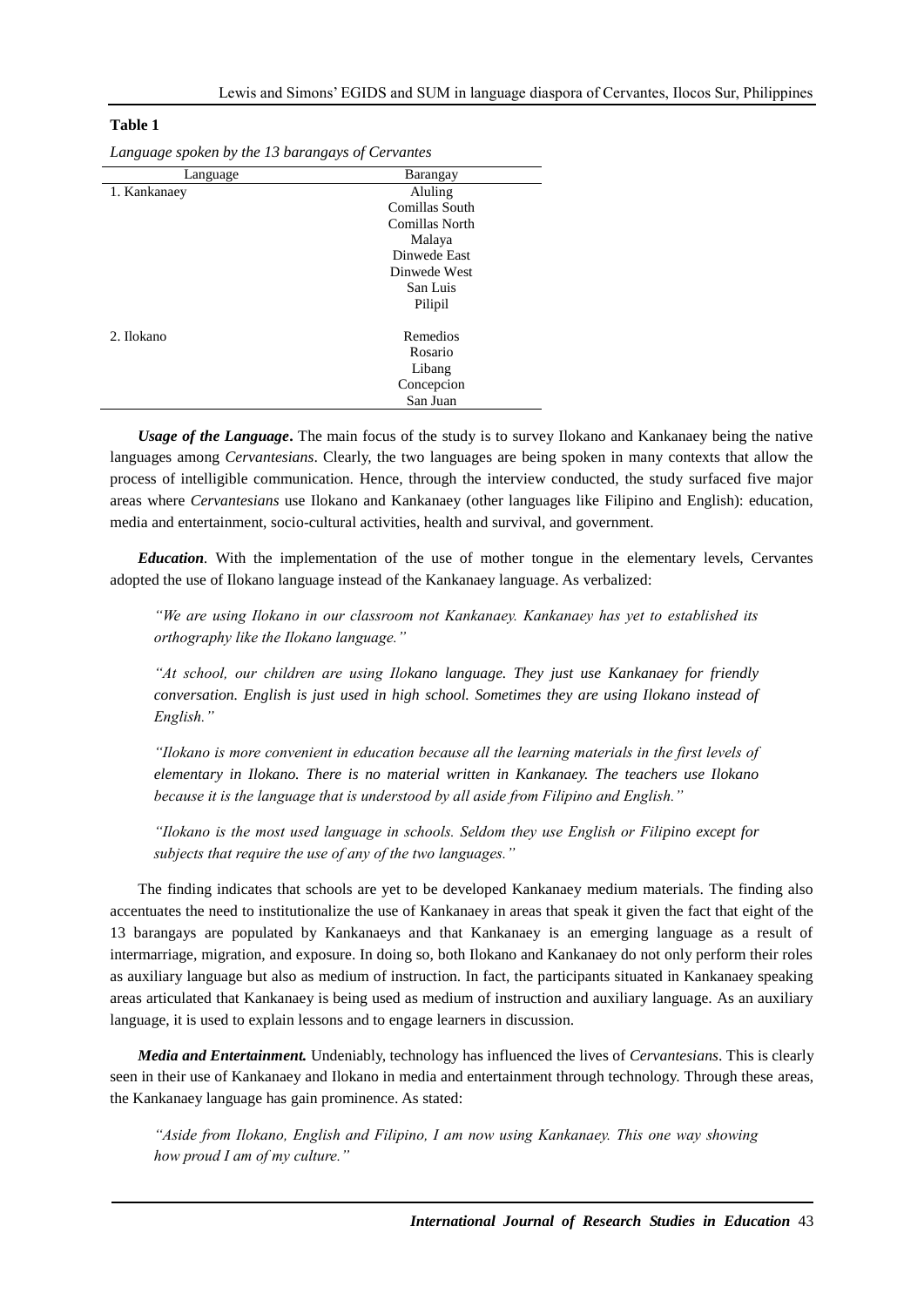**Table 1**

*Language spoken by the 13 barangays of Cervantes*

| Language | Barangay |
|---|---|
| 1. Kankanaey | Aluling |
| | Comillas South |
| | Comillas North |
| | Malaya |
| | Dinwede East |
| | Dinwede West |
| | San Luis |
| | Pilipil |
| 2. Ilokano | Remedios |
| | Rosario |
| | Libang |
| | Concepcion |
| | San Juan |

***Usage of the Language*.** The main focus of the study is to survey Ilokano and Kankanaey being the native languages among *Cervantesians*. Clearly, the two languages are being spoken in many contexts that allow the process of intelligible communication. Hence, through the interview conducted, the study surfaced five major areas where *Cervantesians* use Ilokano and Kankanaey (other languages like Filipino and English): education, media and entertainment, socio-cultural activities, health and survival, and government.

***Education*.** With the implementation of the use of mother tongue in the elementary levels, Cervantes adopted the use of Ilokano language instead of the Kankanaey language. As verbalized:

> *"We are using Ilokano in our classroom not Kankanaey. Kankanaey has yet to established its orthography like the Ilokano language."*
>
> *"At school, our children are using Ilokano language. They just use Kankanaey for friendly conversation. English is just used in high school. Sometimes they are using Ilokano instead of English."*
>
> *"Ilokano is more convenient in education because all the learning materials in the first levels of elementary in Ilokano. There is no material written in Kankanaey. The teachers use Ilokano because it is the language that is understood by all aside from Filipino and English."*
>
> *"Ilokano is the most used language in schools. Seldom they use English or Filipino except for subjects that require the use of any of the two languages."*

The finding indicates that schools are yet to be developed Kankanaey medium materials. The finding also accentuates the need to institutionalize the use of Kankanaey in areas that speak it given the fact that eight of the 13 barangays are populated by Kankanaeys and that Kankanaey is an emerging language as a result of intermarriage, migration, and exposure. In doing so, both Ilokano and Kankanaey do not only perform their roles as auxiliary language but also as medium of instruction. In fact, the participants situated in Kankanaey speaking areas articulated that Kankanaey is being used as medium of instruction and auxiliary language. As an auxiliary language, it is used to explain lessons and to engage learners in discussion.

***Media and Entertainment.*** Undeniably, technology has influenced the lives of *Cervantesians*. This is clearly seen in their use of Kankanaey and Ilokano in media and entertainment through technology. Through these areas, the Kankanaey language has gain prominence. As stated:

> *"Aside from Ilokano, English and Filipino, I am now using Kankanaey. This one way showing how proud I am of my culture."*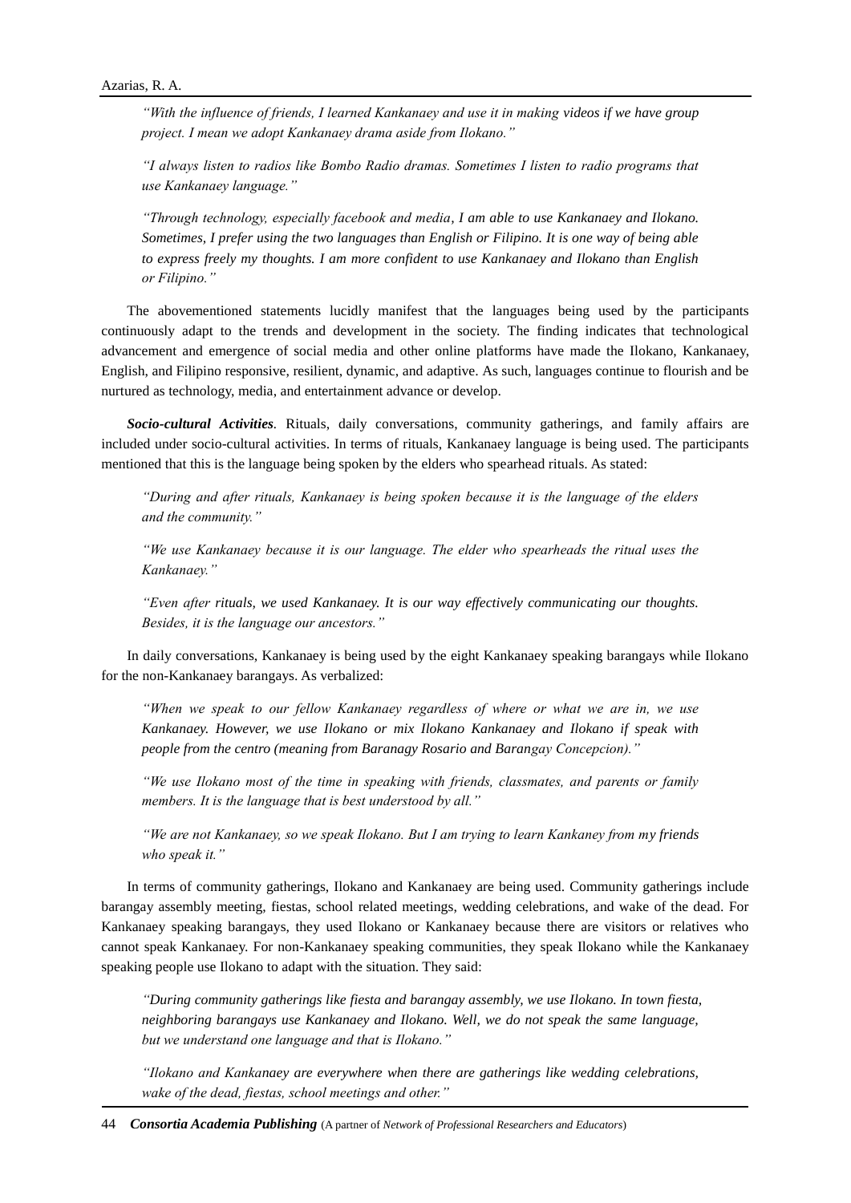*"With the influence of friends, I learned Kankanaey and use it in making videos if we have group project. I mean we adopt Kankanaey drama aside from Ilokano."*

*"I always listen to radios like Bombo Radio dramas. Sometimes I listen to radio programs that use Kankanaey language."*

*"Through technology, especially facebook and media, I am able to use Kankanaey and Ilokano. Sometimes, I prefer using the two languages than English or Filipino. It is one way of being able to express freely my thoughts. I am more confident to use Kankanaey and Ilokano than English or Filipino."*

The abovementioned statements lucidly manifest that the languages being used by the participants continuously adapt to the trends and development in the society. The finding indicates that technological advancement and emergence of social media and other online platforms have made the Ilokano, Kankanaey, English, and Filipino responsive, resilient, dynamic, and adaptive. As such, languages continue to flourish and be nurtured as technology, media, and entertainment advance or develop.

***Socio-cultural Activities***. Rituals, daily conversations, community gatherings, and family affairs are included under socio-cultural activities. In terms of rituals, Kankanaey language is being used. The participants mentioned that this is the language being spoken by the elders who spearhead rituals. As stated:

*"During and after rituals, Kankanaey is being spoken because it is the language of the elders and the community."*

*"We use Kankanaey because it is our language. The elder who spearheads the ritual uses the Kankanaey."*

*"Even after rituals, we used Kankanaey. It is our way effectively communicating our thoughts. Besides, it is the language our ancestors."*

In daily conversations, Kankanaey is being used by the eight Kankanaey speaking barangays while Ilokano for the non-Kankanaey barangays. As verbalized:

*"When we speak to our fellow Kankanaey regardless of where or what we are in, we use Kankanaey. However, we use Ilokano or mix Ilokano Kankanaey and Ilokano if speak with people from the centro (meaning from Baranagy Rosario and Barangay Concepcion)."*

*"We use Ilokano most of the time in speaking with friends, classmates, and parents or family members. It is the language that is best understood by all."*

*"We are not Kankanaey, so we speak Ilokano. But I am trying to learn Kankaney from my friends who speak it."*

In terms of community gatherings, Ilokano and Kankanaey are being used. Community gatherings include barangay assembly meeting, fiestas, school related meetings, wedding celebrations, and wake of the dead. For Kankanaey speaking barangays, they used Ilokano or Kankanaey because there are visitors or relatives who cannot speak Kankanaey. For non-Kankanaey speaking communities, they speak Ilokano while the Kankanaey speaking people use Ilokano to adapt with the situation. They said:

*"During community gatherings like fiesta and barangay assembly, we use Ilokano. In town fiesta, neighboring barangays use Kankanaey and Ilokano. Well, we do not speak the same language, but we understand one language and that is Ilokano."*

*"Ilokano and Kankanaey are everywhere when there are gatherings like wedding celebrations, wake of the dead, fiestas, school meetings and other."*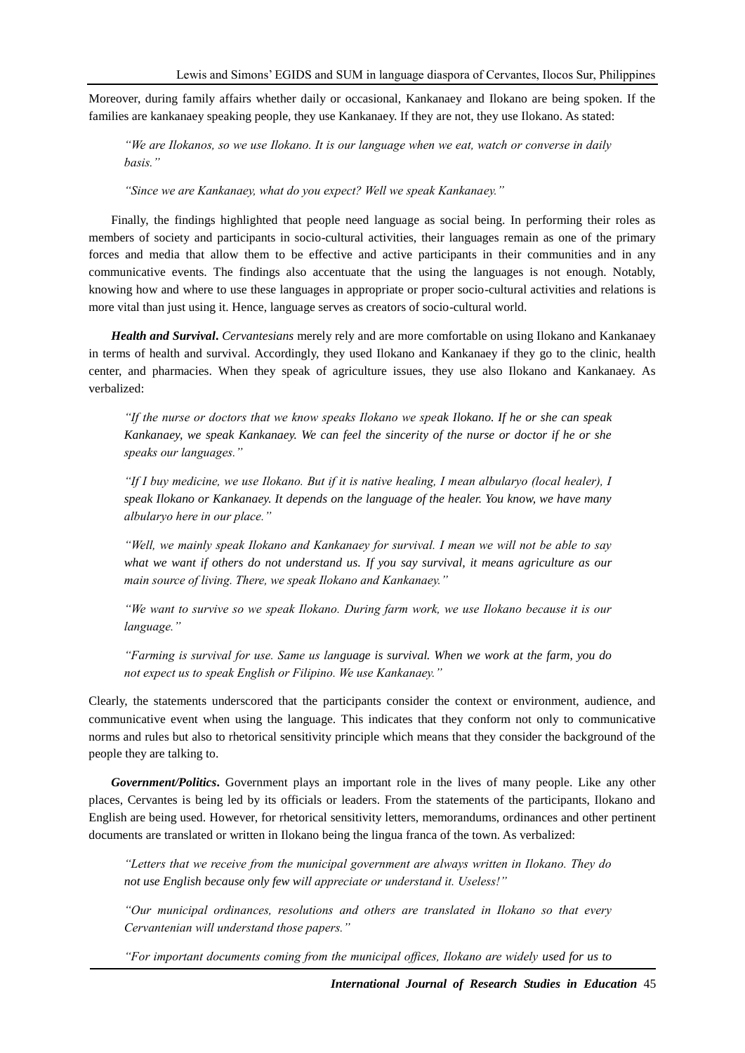Moreover, during family affairs whether daily or occasional, Kankanaey and Ilokano are being spoken. If the families are kankanaey speaking people, they use Kankanaey. If they are not, they use Ilokano. As stated:

> *"We are Ilokanos, so we use Ilokano. It is our language when we eat, watch or converse in daily basis."*
>
> *"Since we are Kankanaey, what do you expect? Well we speak Kankanaey."*

Finally, the findings highlighted that people need language as social being. In performing their roles as members of society and participants in socio-cultural activities, their languages remain as one of the primary forces and media that allow them to be effective and active participants in their communities and in any communicative events. The findings also accentuate that the using the languages is not enough. Notably, knowing how and where to use these languages in appropriate or proper socio-cultural activities and relations is more vital than just using it. Hence, language serves as creators of socio-cultural world.

***Health and Survival***. *Cervantesians* merely rely and are more comfortable on using Ilokano and Kankanaey in terms of health and survival. Accordingly, they used Ilokano and Kankanaey if they go to the clinic, health center, and pharmacies. When they speak of agriculture issues, they use also Ilokano and Kankanaey. As verbalized:

> *"If the nurse or doctors that we know speaks Ilokano we speak Ilokano. If he or she can speak Kankanaey, we speak Kankanaey. We can feel the sincerity of the nurse or doctor if he or she speaks our languages."*
>
> *"If I buy medicine, we use Ilokano. But if it is native healing, I mean albularyo (local healer), I speak Ilokano or Kankanaey. It depends on the language of the healer. You know, we have many albularyo here in our place."*
>
> *"Well, we mainly speak Ilokano and Kankanaey for survival. I mean we will not be able to say what we want if others do not understand us. If you say survival, it means agriculture as our main source of living. There, we speak Ilokano and Kankanaey."*
>
> *"We want to survive so we speak Ilokano. During farm work, we use Ilokano because it is our language."*
>
> *"Farming is survival for use. Same us language is survival. When we work at the farm, you do not expect us to speak English or Filipino. We use Kankanaey."*

Clearly, the statements underscored that the participants consider the context or environment, audience, and communicative event when using the language. This indicates that they conform not only to communicative norms and rules but also to rhetorical sensitivity principle which means that they consider the background of the people they are talking to.

***Government/Politics***. Government plays an important role in the lives of many people. Like any other places, Cervantes is being led by its officials or leaders. From the statements of the participants, Ilokano and English are being used. However, for rhetorical sensitivity letters, memorandums, ordinances and other pertinent documents are translated or written in Ilokano being the lingua franca of the town. As verbalized:

> *"Letters that we receive from the municipal government are always written in Ilokano. They do not use English because only few will appreciate or understand it. Useless!"*
>
> *"Our municipal ordinances, resolutions and others are translated in Ilokano so that every Cerventenian will understand those papers."*
>
> *"For important documents coming from the municipal offices, Ilokano are widely used for us to*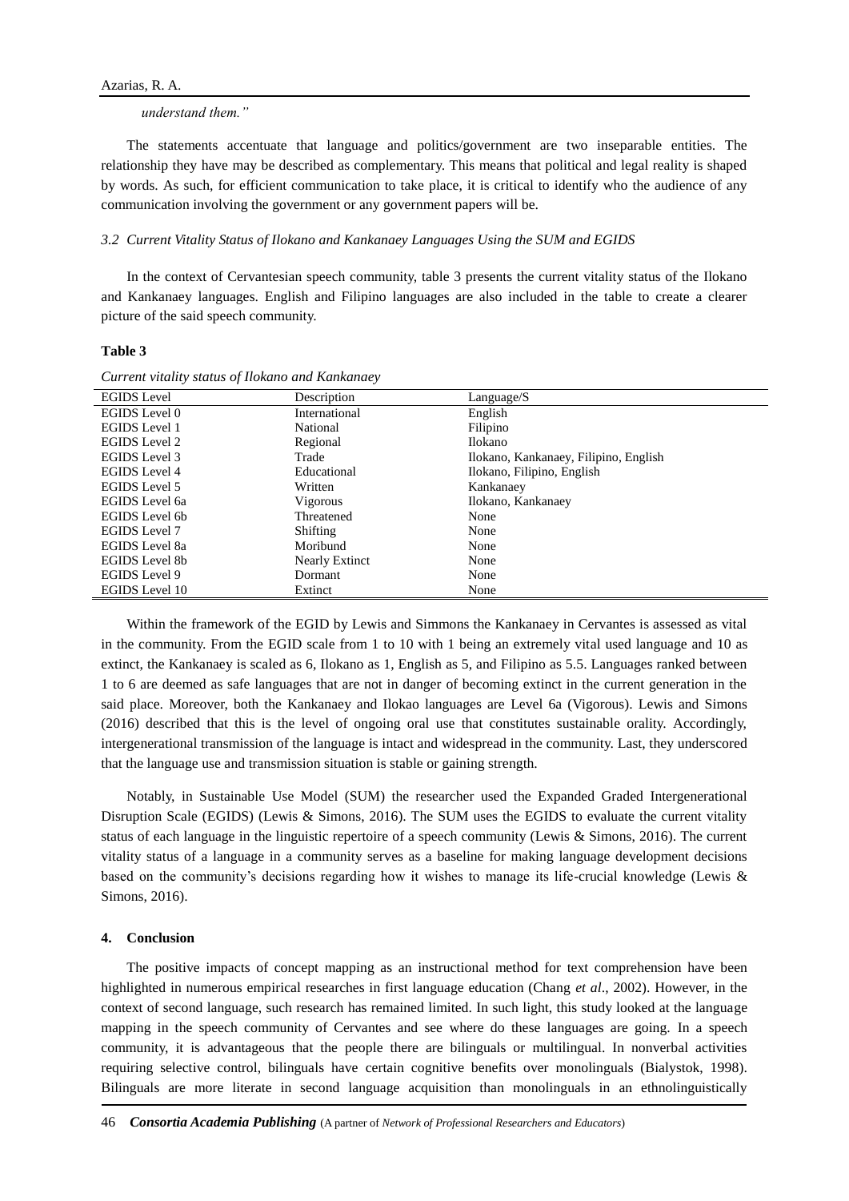*understand them."*

The statements accentuate that language and politics/government are two inseparable entities. The relationship they have may be described as complementary. This means that political and legal reality is shaped by words. As such, for efficient communication to take place, it is critical to identify who the audience of any communication involving the government or any government papers will be.

### *3.2 Current Vitality Status of Ilokano and Kankanaey Languages Using the SUM and EGIDS*

In the context of Cervantesian speech community, table 3 presents the current vitality status of the Ilokano and Kankanaey languages. English and Filipino languages are also included in the table to create a clearer picture of the said speech community.

**Table 3**

*Current vitality status of Ilokano and Kankanaey*

| EGIDS Level | Description | Language/S |
|---|---|---|
| EGIDS Level 0 | International | English |
| EGIDS Level 1 | National | Filipino |
| EGIDS Level 2 | Regional | Ilokano |
| EGIDS Level 3 | Trade | Ilokano, Kankanaey, Filipino, English |
| EGIDS Level 4 | Educational | Ilokano, Filipino, English |
| EGIDS Level 5 | Written | Kankanaey |
| EGIDS Level 6a | Vigorous | Ilokano, Kankanaey |
| EGIDS Level 6b | Threatened | None |
| EGIDS Level 7 | Shifting | None |
| EGIDS Level 8a | Moribund | None |
| EGIDS Level 8b | Nearly Extinct | None |
| EGIDS Level 9 | Dormant | None |
| EGIDS Level 10 | Extinct | None |

Within the framework of the EGID by Lewis and Simmons the Kankanaey in Cervantes is assessed as vital in the community. From the EGID scale from 1 to 10 with 1 being an extremely vital used language and 10 as extinct, the Kankanaey is scaled as 6, Ilokano as 1, English as 5, and Filipino as 5.5. Languages ranked between 1 to 6 are deemed as safe languages that are not in danger of becoming extinct in the current generation in the said place. Moreover, both the Kankanaey and Ilokao languages are Level 6a (Vigorous). Lewis and Simons (2016) described that this is the level of ongoing oral use that constitutes sustainable orality. Accordingly, intergenerational transmission of the language is intact and widespread in the community. Last, they underscored that the language use and transmission situation is stable or gaining strength.

Notably, in Sustainable Use Model (SUM) the researcher used the Expanded Graded Intergenerational Disruption Scale (EGIDS) (Lewis & Simons, 2016). The SUM uses the EGIDS to evaluate the current vitality status of each language in the linguistic repertoire of a speech community (Lewis & Simons, 2016). The current vitality status of a language in a community serves as a baseline for making language development decisions based on the community's decisions regarding how it wishes to manage its life-crucial knowledge (Lewis & Simons, 2016).

## 4. Conclusion

The positive impacts of concept mapping as an instructional method for text comprehension have been highlighted in numerous empirical researches in first language education (Chang *et al*., 2002). However, in the context of second language, such research has remained limited. In such light, this study looked at the language mapping in the speech community of Cervantes and see where do these languages are going. In a speech community, it is advantageous that the people there are bilinguals or multilingual. In nonverbal activities requiring selective control, bilinguals have certain cognitive benefits over monolinguals (Bialystok, 1998). Bilinguals are more literate in second language acquisition than monolinguals in an ethnolinguistically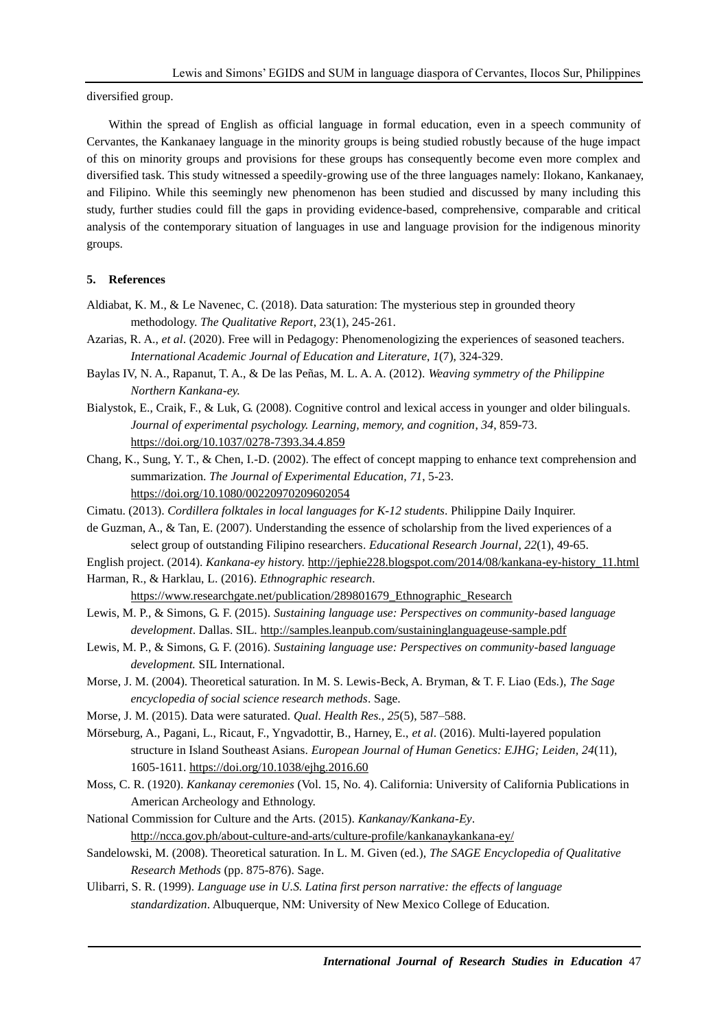diversified group.

Within the spread of English as official language in formal education, even in a speech community of Cervantes, the Kankanaey language in the minority groups is being studied robustly because of the huge impact of this on minority groups and provisions for these groups has consequently become even more complex and diversified task. This study witnessed a speedily-growing use of the three languages namely: Ilokano, Kankanaey, and Filipino. While this seemingly new phenomenon has been studied and discussed by many including this study, further studies could fill the gaps in providing evidence-based, comprehensive, comparable and critical analysis of the contemporary situation of languages in use and language provision for the indigenous minority groups.

## 5. References

Aldiabat, K. M., & Le Navenec, C. (2018). Data saturation: The mysterious step in grounded theory methodology. *The Qualitative Report*, 23(1), 245-261.

Azarias, R. A., *et al*. (2020). Free will in Pedagogy: Phenomenologizing the experiences of seasoned teachers. *International Academic Journal of Education and Literature*, *1*(7), 324-329.

Baylas IV, N. A., Rapanut, T. A., & De las Peñas, M. L. A. A. (2012). *Weaving symmetry of the Philippine Northern Kankana-ey.*

Bialystok, E., Craik, F., & Luk, G. (2008). Cognitive control and lexical access in younger and older bilinguals. *Journal of experimental psychology. Learning, memory, and cognition*, *34*, 859-73. https://doi.org/10.1037/0278-7393.34.4.859

Chang, K., Sung, Y. T., & Chen, I.-D. (2002). The effect of concept mapping to enhance text comprehension and summarization. *The Journal of Experimental Education*, *71*, 5-23. https://doi.org/10.1080/00220970209602054

Cimatu. (2013). *Cordillera folktales in local languages for K-12 students*. Philippine Daily Inquirer.

de Guzman, A., & Tan, E. (2007). Understanding the essence of scholarship from the lived experiences of a select group of outstanding Filipino researchers. *Educational Research Journal*, *22*(1), 49-65.

English project. (2014). *Kankana-ey history.* http://jephie228.blogspot.com/2014/08/kankana-ey-history_11.html

Harman, R., & Harklau, L. (2016). *Ethnographic research*. https://www.researchgate.net/publication/289801679_Ethnographic_Research

Lewis, M. P., & Simons, G. F. (2015). *Sustaining language use: Perspectives on community-based language development*. Dallas. SIL. http://samples.leanpub.com/sustaininglanguageuse-sample.pdf

Lewis, M. P., & Simons, G. F. (2016). *Sustaining language use: Perspectives on community-based language development.* SIL International.

Morse, J. M. (2004). Theoretical saturation. In M. S. Lewis-Beck, A. Bryman, & T. F. Liao (Eds.), *The Sage encyclopedia of social science research methods*. Sage.

Morse, J. M. (2015). Data were saturated. *Qual. Health Res.*, *25*(5), 587–588.

Mörseburg, A., Pagani, L., Ricaut, F., Yngvadottir, B., Harney, E., *et al*. (2016). Multi-layered population structure in Island Southeast Asians. *European Journal of Human Genetics: EJHG; Leiden*, *24*(11), 1605-1611. https://doi.org/10.1038/ejhg.2016.60

Moss, C. R. (1920). *Kankanay ceremonies* (Vol. 15, No. 4). California: University of California Publications in American Archeology and Ethnology.

National Commission for Culture and the Arts. (2015). *Kankanay/Kankana-Ey*. http://ncca.gov.ph/about-culture-and-arts/culture-profile/kankanaykankana-ey/

Sandelowski, M. (2008). Theoretical saturation. In L. M. Given (ed.), *The SAGE Encyclopedia of Qualitative Research Methods* (pp. 875-876). Sage.

Ulibarri, S. R. (1999). *Language use in U.S. Latina first person narrative: the effects of language standardization*. Albuquerque, NM: University of New Mexico College of Education.